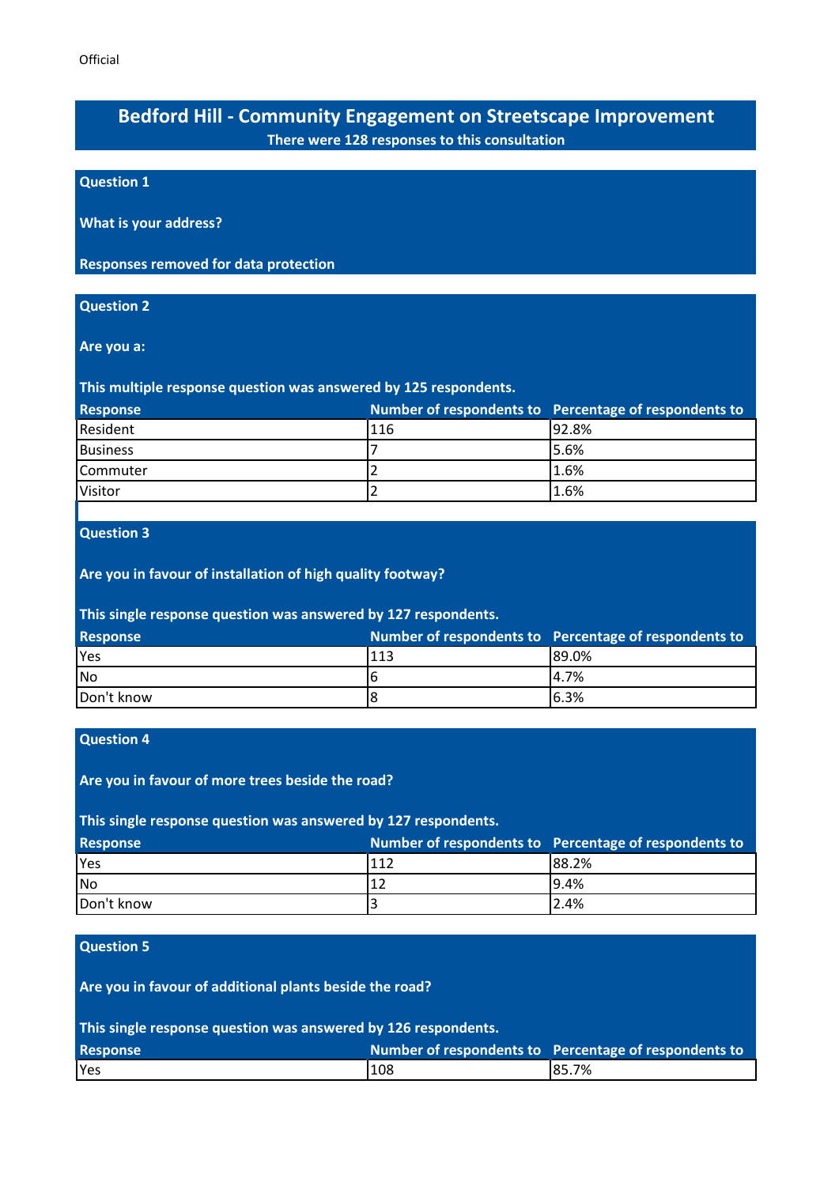Official

# Bedford Hill - Community Engagement on Streetscape Improvement

**There were 128 responses to this consultation**

## Question 1

**What is your address?**

**Responses removed for data protection**

## Question 2

**Are you a:**

**This multiple response question was answered by 125 respondents.**

| Response | Number of respondents to | Percentage of respondents to |
|---|---|---|
| Resident | 116 | 92.8% |
| Business | 7 | 5.6% |
| Commuter | 2 | 1.6% |
| Visitor | 2 | 1.6% |

## Question 3

**Are you in favour of installation of high quality footway?**

**This single response question was answered by 127 respondents.**

| Response | Number of respondents to | Percentage of respondents to |
|---|---|---|
| Yes | 113 | 89.0% |
| No | 6 | 4.7% |
| Don't know | 8 | 6.3% |

## Question 4

**Are you in favour of more trees beside the road?**

**This single response question was answered by 127 respondents.**

| Response | Number of respondents to | Percentage of respondents to |
|---|---|---|
| Yes | 112 | 88.2% |
| No | 12 | 9.4% |
| Don't know | 3 | 2.4% |

## Question 5

**Are you in favour of additional plants beside the road?**

**This single response question was answered by 126 respondents.**

| Response | Number of respondents to | Percentage of respondents to |
|---|---|---|
| Yes | 108 | 85.7% |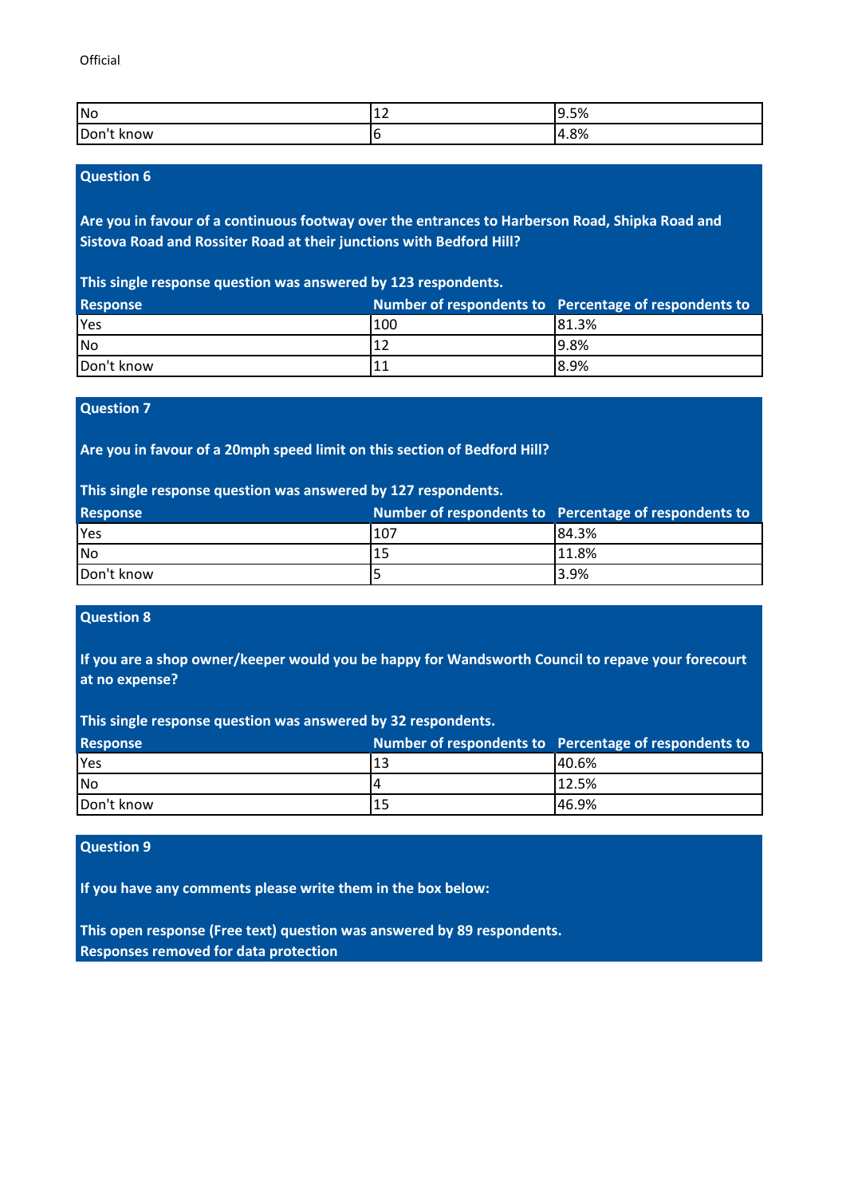| | | |
|---|---|---|
| No | 12 | 9.5% |
| Don't know | 6 | 4.8% |

**Question 6**

**Are you in favour of a continuous footway over the entrances to Harberson Road, Shipka Road and Sistova Road and Rossiter Road at their junctions with Bedford Hill?**

**This single response question was answered by 123 respondents.**

| Response | Number of respondents to | Percentage of respondents to |
|---|---|---|
| Yes | 100 | 81.3% |
| No | 12 | 9.8% |
| Don't know | 11 | 8.9% |

**Question 7**

**Are you in favour of a 20mph speed limit on this section of Bedford Hill?**

**This single response question was answered by 127 respondents.**

| Response | Number of respondents to | Percentage of respondents to |
|---|---|---|
| Yes | 107 | 84.3% |
| No | 15 | 11.8% |
| Don't know | 5 | 3.9% |

**Question 8**

**If you are a shop owner/keeper would you be happy for Wandsworth Council to repave your forecourt at no expense?**

**This single response question was answered by 32 respondents.**

| Response | Number of respondents to | Percentage of respondents to |
|---|---|---|
| Yes | 13 | 40.6% |
| No | 4 | 12.5% |
| Don't know | 15 | 46.9% |

**Question 9**

**If you have any comments please write them in the box below:**

**This open response (Free text) question was answered by 89 respondents.**
**Responses removed for data protection**